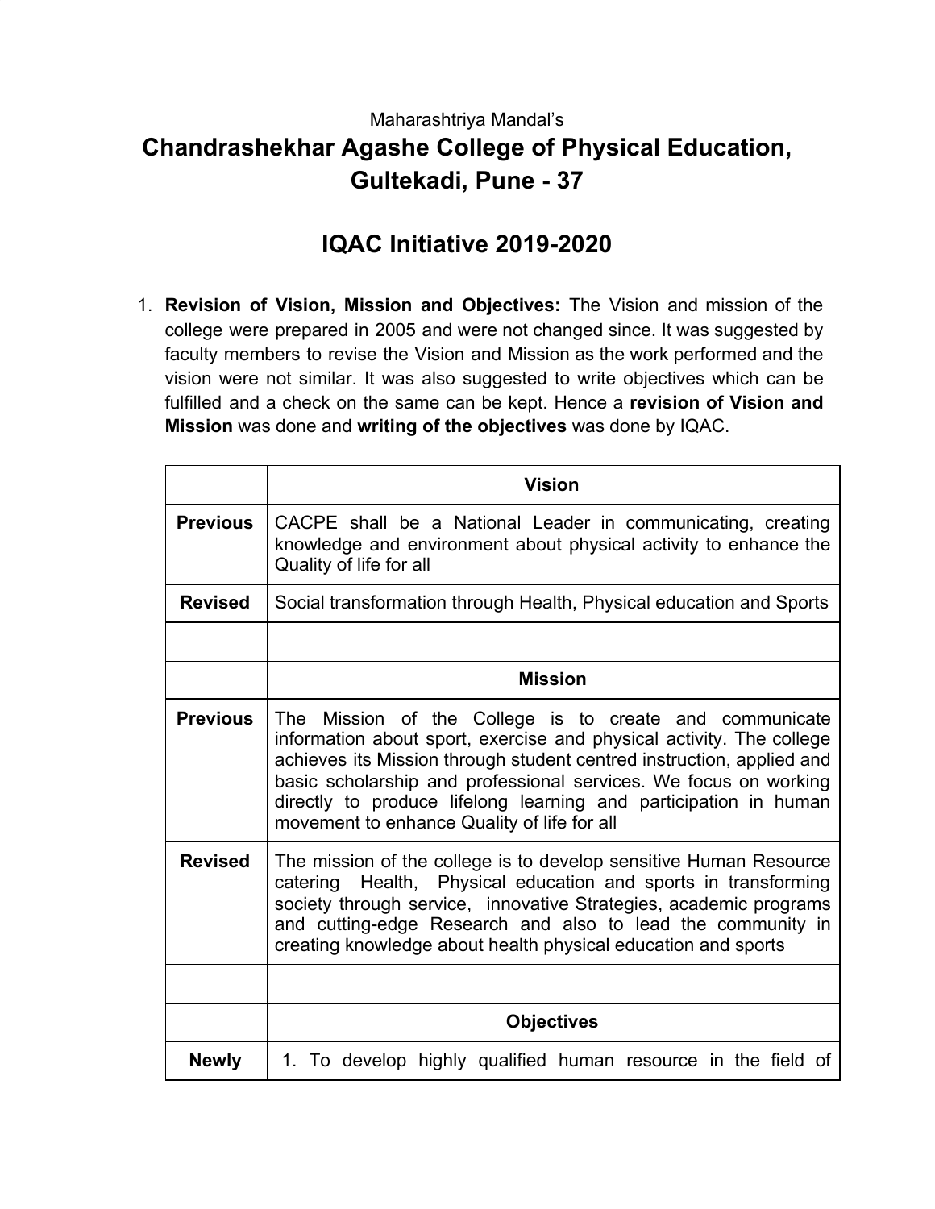Maharashtriya Mandal's

# Chandrashekhar Agashe College of Physical Education, Gultekadi, Pune - 37

## IQAC Initiative 2019-2020

1. **Revision of Vision, Mission and Objectives:** The Vision and mission of the college were prepared in 2005 and were not changed since. It was suggested by faculty members to revise the Vision and Mission as the work performed and the vision were not similar. It was also suggested to write objectives which can be fulfilled and a check on the same can be kept. Hence a **revision of Vision and Mission** was done and **writing of the objectives** was done by IQAC.

| | **Vision** |
|---|---|
| **Previous** | CACPE shall be a National Leader in communicating, creating knowledge and environment about physical activity to enhance the Quality of life for all |
| **Revised** | Social transformation through Health, Physical education and Sports |
| | |
| | **Mission** |
| **Previous** | The Mission of the College is to create and communicate information about sport, exercise and physical activity. The college achieves its Mission through student centred instruction, applied and basic scholarship and professional services. We focus on working directly to produce lifelong learning and participation in human movement to enhance Quality of life for all |
| **Revised** | The mission of the college is to develop sensitive Human Resource catering Health, Physical education and sports in transforming society through service, innovative Strategies, academic programs and cutting-edge Research and also to lead the community in creating knowledge about health physical education and sports |
| | |
| | **Objectives** |
| **Newly** | 1. To develop highly qualified human resource in the field of |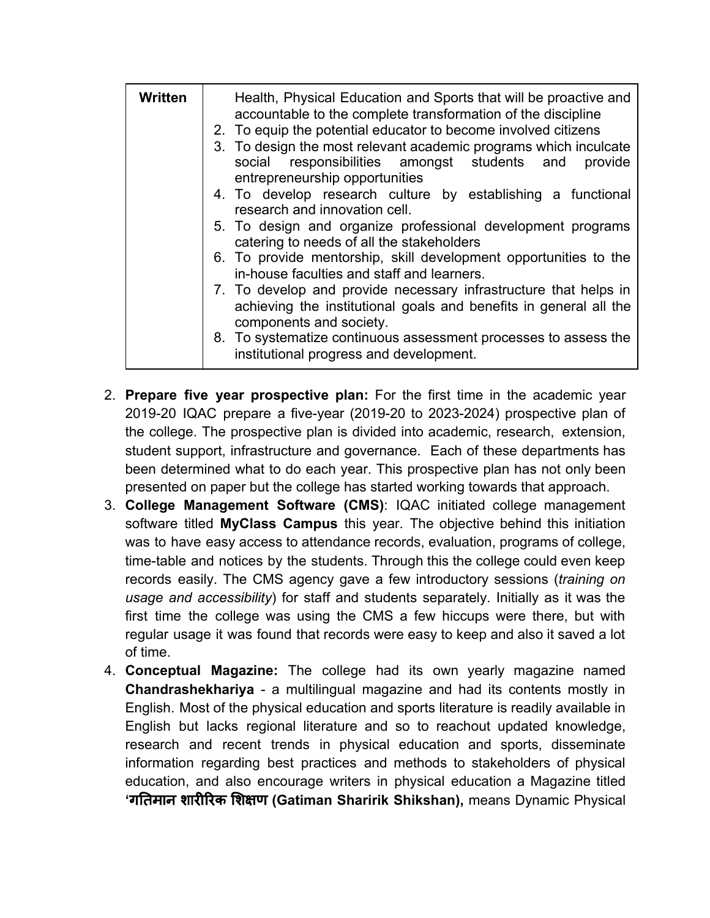| Written | Health, Physical Education and Sports that will be proactive and accountable to the complete transformation of the discipline<br>2. To equip the potential educator to become involved citizens<br>3. To design the most relevant academic programs which inculcate social responsibilities amongst students and provide entrepreneurship opportunities<br>4. To develop research culture by establishing a functional research and innovation cell.<br>5. To design and organize professional development programs catering to needs of all the stakeholders<br>6. To provide mentorship, skill development opportunities to the in-house faculties and staff and learners.<br>7. To develop and provide necessary infrastructure that helps in achieving the institutional goals and benefits in general all the components and society.<br>8. To systematize continuous assessment processes to assess the institutional progress and development. |
|---|---|

2. **Prepare five year prospective plan:** For the first time in the academic year 2019-20 IQAC prepare a five-year (2019-20 to 2023-2024) prospective plan of the college. The prospective plan is divided into academic, research, extension, student support, infrastructure and governance. Each of these departments has been determined what to do each year. This prospective plan has not only been presented on paper but the college has started working towards that approach.
3. **College Management Software (CMS)**: IQAC initiated college management software titled **MyClass Campus** this year. The objective behind this initiation was to have easy access to attendance records, evaluation, programs of college, time-table and notices by the students. Through this the college could even keep records easily. The CMS agency gave a few introductory sessions (*training on usage and accessibility*) for staff and students separately. Initially as it was the first time the college was using the CMS a few hiccups were there, but with regular usage it was found that records were easy to keep and also it saved a lot of time.
4. **Conceptual Magazine:** The college had its own yearly magazine named **Chandrashekhariya** - a multilingual magazine and had its contents mostly in English. Most of the physical education and sports literature is readily available in English but lacks regional literature and so to reachout updated knowledge, research and recent trends in physical education and sports, disseminate information regarding best practices and methods to stakeholders of physical education, and also encourage writers in physical education a Magazine titled **'गतिमान शारीरिक शिक्षण (Gatiman Sharirik Shikshan),** means Dynamic Physical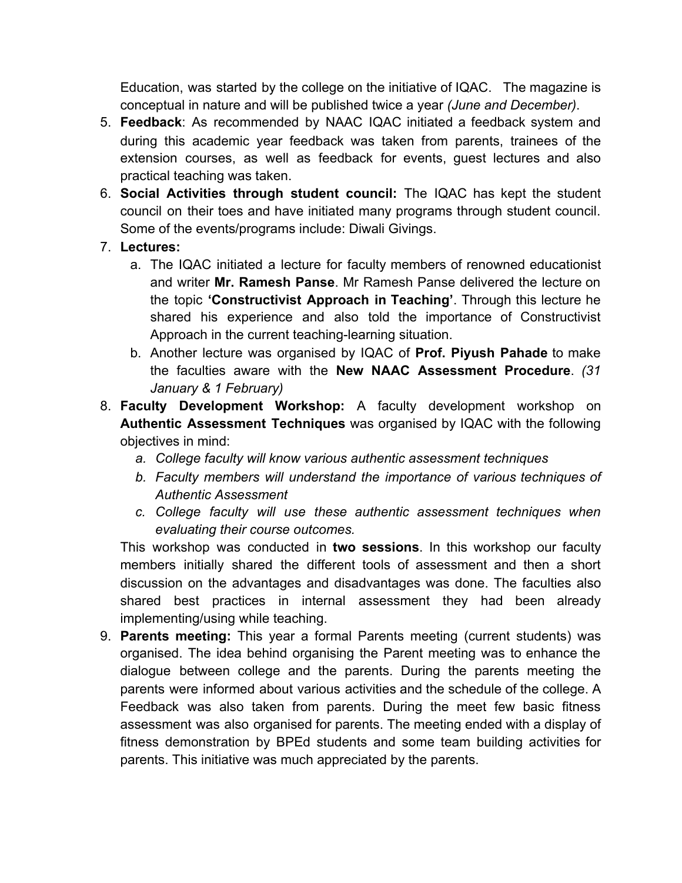Education, was started by the college on the initiative of IQAC. The magazine is conceptual in nature and will be published twice a year *(June and December)*.

5. **Feedback**: As recommended by NAAC IQAC initiated a feedback system and during this academic year feedback was taken from parents, trainees of the extension courses, as well as feedback for events, guest lectures and also practical teaching was taken.
6. **Social Activities through student council:** The IQAC has kept the student council on their toes and have initiated many programs through student council. Some of the events/programs include: Diwali Givings.
7. **Lectures:**
   a. The IQAC initiated a lecture for faculty members of renowned educationist and writer **Mr. Ramesh Panse**. Mr Ramesh Panse delivered the lecture on the topic **'Constructivist Approach in Teaching'**. Through this lecture he shared his experience and also told the importance of Constructivist Approach in the current teaching-learning situation.
   b. Another lecture was organised by IQAC of **Prof. Piyush Pahade** to make the faculties aware with the **New NAAC Assessment Procedure**. *(31 January & 1 February)*
8. **Faculty Development Workshop:** A faculty development workshop on **Authentic Assessment Techniques** was organised by IQAC with the following objectives in mind:
   a. *College faculty will know various authentic assessment techniques*
   b. *Faculty members will understand the importance of various techniques of Authentic Assessment*
   c. *College faculty will use these authentic assessment techniques when evaluating their course outcomes.*

   This workshop was conducted in **two sessions**. In this workshop our faculty members initially shared the different tools of assessment and then a short discussion on the advantages and disadvantages was done. The faculties also shared best practices in internal assessment they had been already implementing/using while teaching.
9. **Parents meeting:** This year a formal Parents meeting (current students) was organised. The idea behind organising the Parent meeting was to enhance the dialogue between college and the parents. During the parents meeting the parents were informed about various activities and the schedule of the college. A Feedback was also taken from parents. During the meet few basic fitness assessment was also organised for parents. The meeting ended with a display of fitness demonstration by BPEd students and some team building activities for parents. This initiative was much appreciated by the parents.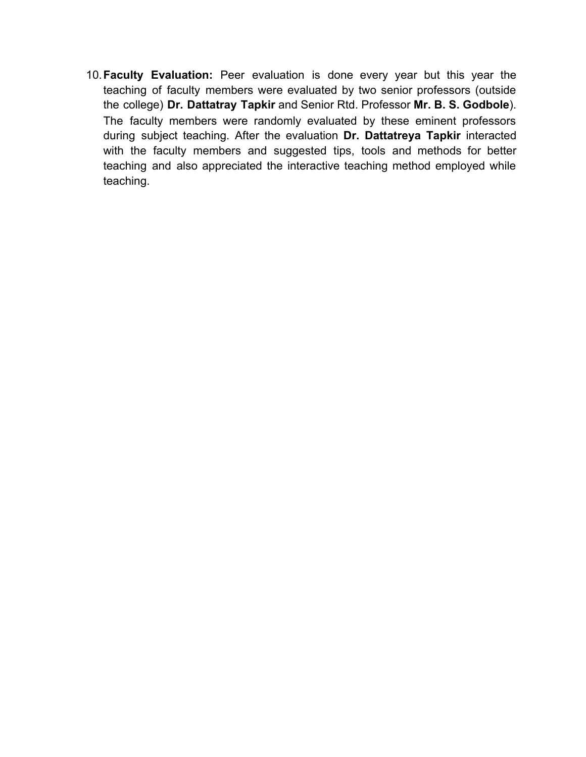10. **Faculty Evaluation:** Peer evaluation is done every year but this year the teaching of faculty members were evaluated by two senior professors (outside the college) **Dr. Dattatray Tapkir** and Senior Rtd. Professor **Mr. B. S. Godbole**). The faculty members were randomly evaluated by these eminent professors during subject teaching. After the evaluation **Dr. Dattatreya Tapkir** interacted with the faculty members and suggested tips, tools and methods for better teaching and also appreciated the interactive teaching method employed while teaching.